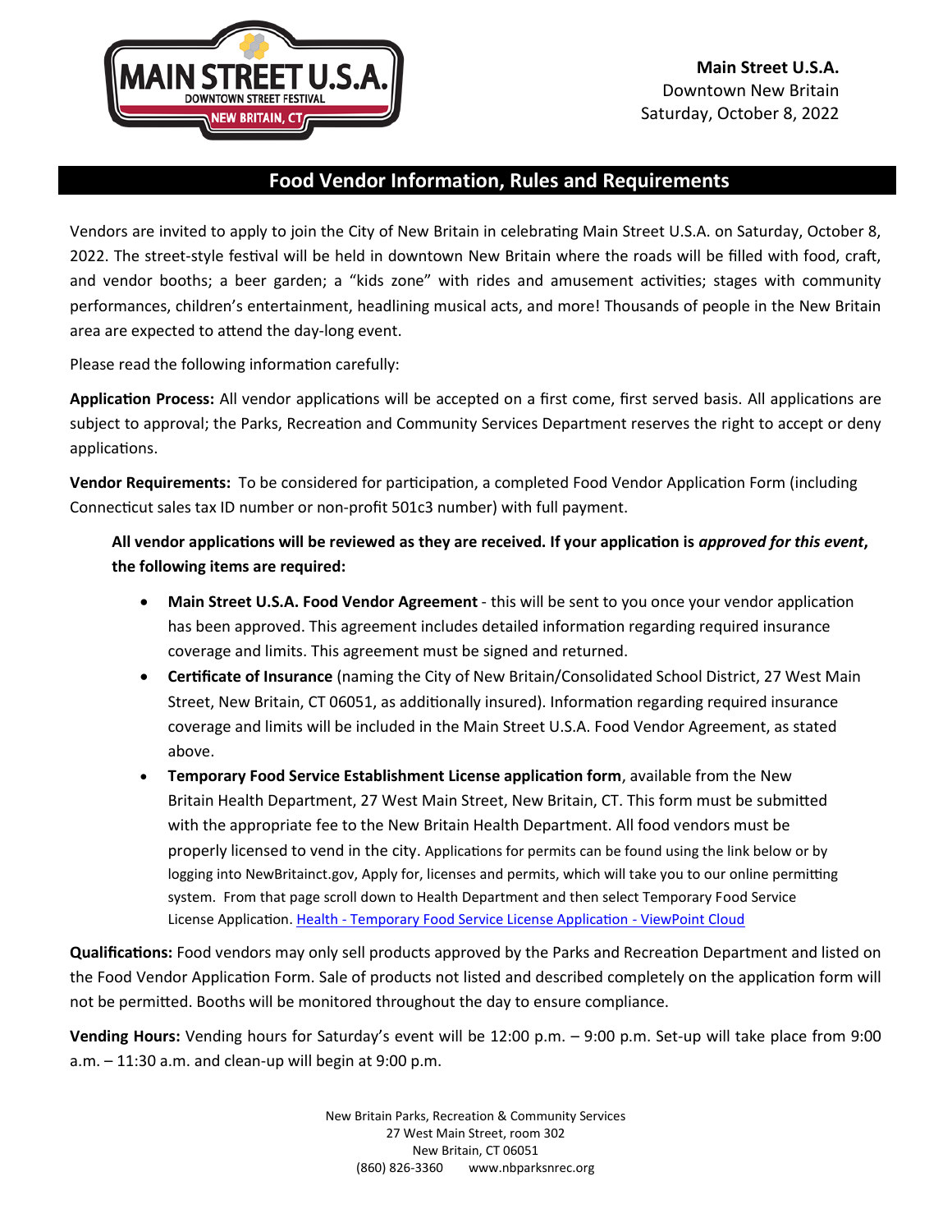**Main Street U.S.A.**
Downtown New Britain
Saturday, October 8, 2022

## Food Vendor Information, Rules and Requirements

Vendors are invited to apply to join the City of New Britain in celebrating Main Street U.S.A. on Saturday, October 8, 2022. The street-style festival will be held in downtown New Britain where the roads will be filled with food, craft, and vendor booths; a beer garden; a "kids zone" with rides and amusement activities; stages with community performances, children's entertainment, headlining musical acts, and more! Thousands of people in the New Britain area are expected to attend the day-long event.

Please read the following information carefully:

**Application Process:** All vendor applications will be accepted on a first come, first served basis. All applications are subject to approval; the Parks, Recreation and Community Services Department reserves the right to accept or deny applications.

**Vendor Requirements:** To be considered for participation, a completed Food Vendor Application Form (including Connecticut sales tax ID number or non-profit 501c3 number) with full payment.

**All vendor applications will be reviewed as they are received. If your application is *approved for this event*, the following items are required:**

- **Main Street U.S.A. Food Vendor Agreement** - this will be sent to you once your vendor application has been approved. This agreement includes detailed information regarding required insurance coverage and limits. This agreement must be signed and returned.
- **Certificate of Insurance** (naming the City of New Britain/Consolidated School District, 27 West Main Street, New Britain, CT 06051, as additionally insured). Information regarding required insurance coverage and limits will be included in the Main Street U.S.A. Food Vendor Agreement, as stated above.
- **Temporary Food Service Establishment License application form**, available from the New Britain Health Department, 27 West Main Street, New Britain, CT. This form must be submitted with the appropriate fee to the New Britain Health Department. All food vendors must be properly licensed to vend in the city. Applications for permits can be found using the link below or by logging into NewBritainct.gov, Apply for, licenses and permits, which will take you to our online permitting system. From that page scroll down to Health Department and then select Temporary Food Service License Application. Health - Temporary Food Service License Application - ViewPoint Cloud

**Qualifications:** Food vendors may only sell products approved by the Parks and Recreation Department and listed on the Food Vendor Application Form. Sale of products not listed and described completely on the application form will not be permitted. Booths will be monitored throughout the day to ensure compliance.

**Vending Hours:** Vending hours for Saturday's event will be 12:00 p.m. – 9:00 p.m. Set-up will take place from 9:00 a.m. – 11:30 a.m. and clean-up will begin at 9:00 p.m.

New Britain Parks, Recreation & Community Services
27 West Main Street, room 302
New Britain, CT 06051
(860) 826-3360 www.nbparksnrec.org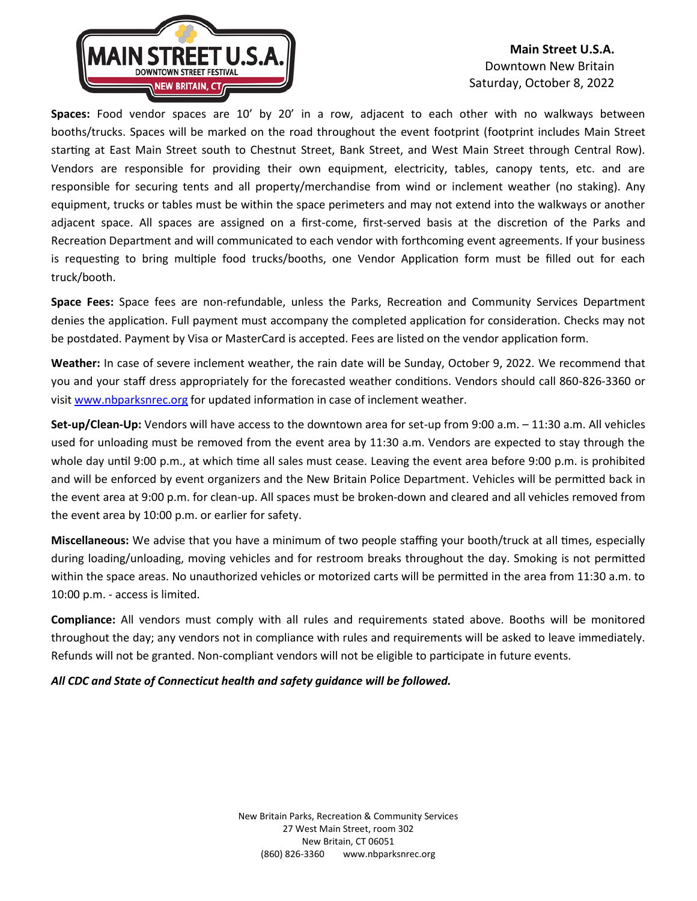**Main Street U.S.A.**
Downtown New Britain
Saturday, October 8, 2022

**Spaces:** Food vendor spaces are 10' by 20' in a row, adjacent to each other with no walkways between booths/trucks. Spaces will be marked on the road throughout the event footprint (footprint includes Main Street starting at East Main Street south to Chestnut Street, Bank Street, and West Main Street through Central Row). Vendors are responsible for providing their own equipment, electricity, tables, canopy tents, etc. and are responsible for securing tents and all property/merchandise from wind or inclement weather (no staking). Any equipment, trucks or tables must be within the space perimeters and may not extend into the walkways or another adjacent space. All spaces are assigned on a first-come, first-served basis at the discretion of the Parks and Recreation Department and will communicated to each vendor with forthcoming event agreements. If your business is requesting to bring multiple food trucks/booths, one Vendor Application form must be filled out for each truck/booth.

**Space Fees:** Space fees are non-refundable, unless the Parks, Recreation and Community Services Department denies the application. Full payment must accompany the completed application for consideration. Checks may not be postdated. Payment by Visa or MasterCard is accepted. Fees are listed on the vendor application form.

**Weather:** In case of severe inclement weather, the rain date will be Sunday, October 9, 2022. We recommend that you and your staff dress appropriately for the forecasted weather conditions. Vendors should call 860-826-3360 or visit www.nbparksnrec.org for updated information in case of inclement weather.

**Set-up/Clean-Up:** Vendors will have access to the downtown area for set-up from 9:00 a.m. – 11:30 a.m. All vehicles used for unloading must be removed from the event area by 11:30 a.m. Vendors are expected to stay through the whole day until 9:00 p.m., at which time all sales must cease. Leaving the event area before 9:00 p.m. is prohibited and will be enforced by event organizers and the New Britain Police Department. Vehicles will be permitted back in the event area at 9:00 p.m. for clean-up. All spaces must be broken-down and cleared and all vehicles removed from the event area by 10:00 p.m. or earlier for safety.

**Miscellaneous:** We advise that you have a minimum of two people staffing your booth/truck at all times, especially during loading/unloading, moving vehicles and for restroom breaks throughout the day. Smoking is not permitted within the space areas. No unauthorized vehicles or motorized carts will be permitted in the area from 11:30 a.m. to 10:00 p.m. - access is limited.

**Compliance:** All vendors must comply with all rules and requirements stated above. Booths will be monitored throughout the day; any vendors not in compliance with rules and requirements will be asked to leave immediately. Refunds will not be granted. Non-compliant vendors will not be eligible to participate in future events.

***All CDC and State of Connecticut health and safety guidance will be followed.***

New Britain Parks, Recreation & Community Services
27 West Main Street, room 302
New Britain, CT 06051
(860) 826-3360 www.nbparksnrec.org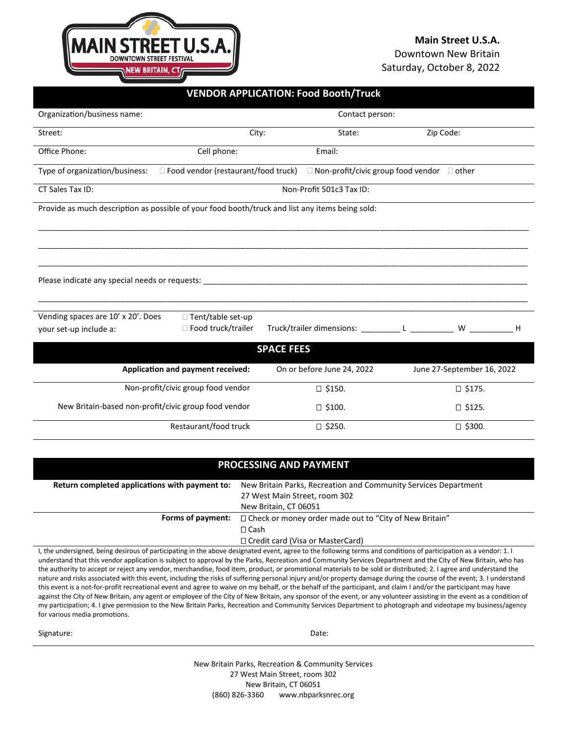Main Street U.S.A.
Downtown New Britain
Saturday, October 8, 2022

## VENDOR APPLICATION: Food Booth/Truck

Organization/business name: Contact person:

Street: City: State: Zip Code:

Office Phone: Cell phone: Email:

Type of organization/business: ☐ Food vendor (restaurant/food truck) ☐ Non-profit/civic group food vendor ☐ other

CT Sales Tax ID: Non-Profit 501c3 Tax ID:

Provide as much description as possible of your food booth/truck and list any items being sold:

\_\_\_\_\_\_\_\_\_\_\_\_\_\_\_\_\_\_\_\_\_\_\_\_\_\_\_\_\_\_\_\_\_\_\_\_\_\_\_\_\_\_\_\_\_\_\_\_\_\_\_\_\_\_\_\_\_\_\_\_\_\_\_\_\_\_\_\_\_\_\_\_\_\_

\_\_\_\_\_\_\_\_\_\_\_\_\_\_\_\_\_\_\_\_\_\_\_\_\_\_\_\_\_\_\_\_\_\_\_\_\_\_\_\_\_\_\_\_\_\_\_\_\_\_\_\_\_\_\_\_\_\_\_\_\_\_\_\_\_\_\_\_\_\_\_\_\_\_

\_\_\_\_\_\_\_\_\_\_\_\_\_\_\_\_\_\_\_\_\_\_\_\_\_\_\_\_\_\_\_\_\_\_\_\_\_\_\_\_\_\_\_\_\_\_\_\_\_\_\_\_\_\_\_\_\_\_\_\_\_\_\_\_\_\_\_\_\_\_\_\_\_\_

Please indicate any special needs or requests: \_\_\_\_\_\_\_\_\_\_\_\_\_\_\_\_\_\_\_\_\_\_\_\_\_\_\_\_\_\_\_\_\_\_\_\_\_\_\_\_\_\_\_\_\_\_\_\_\_\_

\_\_\_\_\_\_\_\_\_\_\_\_\_\_\_\_\_\_\_\_\_\_\_\_\_\_\_\_\_\_\_\_\_\_\_\_\_\_\_\_\_\_\_\_\_\_\_\_\_\_\_\_\_\_\_\_\_\_\_\_\_\_\_\_\_\_\_\_\_\_\_\_\_\_

Vending spaces are 10' x 20'. Does your set-up include a: ☐ Tent/table set-up ☐ Food truck/trailer Truck/trailer dimensions: \_\_\_\_\_\_\_\_\_ L \_\_\_\_\_\_\_\_\_\_ W \_\_\_\_\_\_\_\_\_\_ H

## SPACE FEES

| Application and payment received: | On or before June 24, 2022 | June 27-September 16, 2022 |
|---|---|---|
| Non-profit/civic group food vendor | ☐ $150. | ☐ $175. |
| New Britain-based non-profit/civic group food vendor | ☐ $100. | ☐ $125. |
| Restaurant/food truck | ☐ $250. | ☐ $300. |

## PROCESSING AND PAYMENT

| | |
|---|---|
| **Return completed applications with payment to:** | New Britain Parks, Recreation and Community Services Department<br>27 West Main Street, room 302<br>New Britain, CT 06051 |
| **Forms of payment:** | ☐ Check or money order made out to "City of New Britain"<br>☐ Cash<br>☐ Credit card (Visa or MasterCard) |

I, the undersigned, being desirous of participating in the above designated event, agree to the following terms and conditions of participation as a vendor: 1. I understand that this vendor application is subject to approval by the Parks, Recreation and Community Services Department and the City of New Britain, who has the authority to accept or reject any vendor, merchandise, food item, product, or promotional materials to be sold or distributed; 2. I agree and understand the nature and risks associated with this event, including the risks of suffering personal injury and/or property damage during the course of the event; 3. I understand this event is a not-for-profit recreational event and agree to waive on my behalf, or the behalf of the participant, and claim I and/or the participant may have against the City of New Britain, any agent or employee of the City of New Britain, any sponsor of the event, or any volunteer assisting in the event as a condition of my participation; 4. I give permission to the New Britain Parks, Recreation and Community Services Department to photograph and videotape my business/agency for various media promotions.

Signature: Date:

New Britain Parks, Recreation & Community Services
27 West Main Street, room 302
New Britain, CT 06051
(860) 826-3360 www.nbparksnrec.org